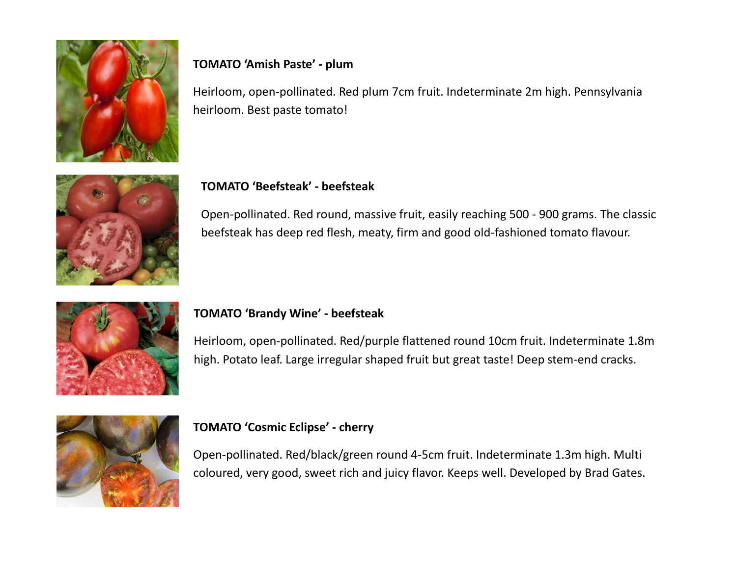**TOMATO 'Amish Paste' - plum**

Heirloom, open-pollinated. Red plum 7cm fruit. Indeterminate 2m high. Pennsylvania heirloom. Best paste tomato!

**TOMATO 'Beefsteak' - beefsteak**

Open-pollinated. Red round, massive fruit, easily reaching 500 - 900 grams. The classic beefsteak has deep red flesh, meaty, firm and good old-fashioned tomato flavour.

**TOMATO 'Brandy Wine' - beefsteak**

Heirloom, open-pollinated. Red/purple flattened round 10cm fruit. Indeterminate 1.8m high. Potato leaf. Large irregular shaped fruit but great taste! Deep stem-end cracks.

**TOMATO 'Cosmic Eclipse' - cherry**

Open-pollinated. Red/black/green round 4-5cm fruit. Indeterminate 1.3m high. Multi coloured, very good, sweet rich and juicy flavor. Keeps well. Developed by Brad Gates.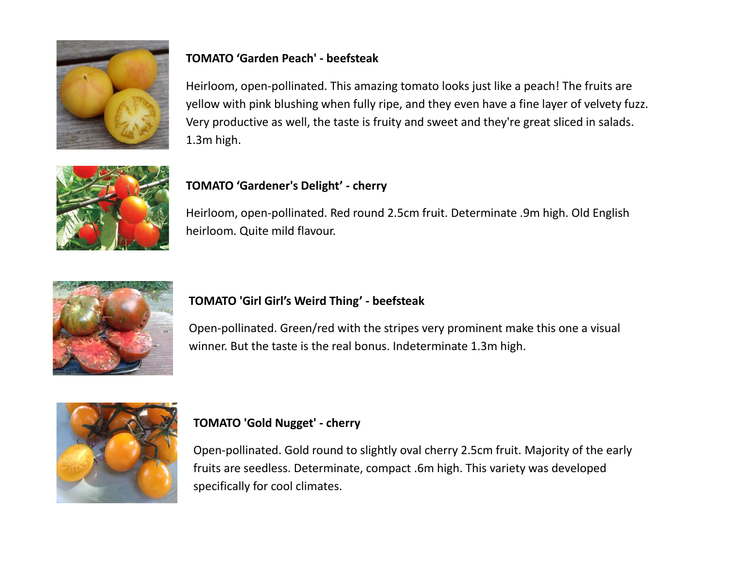**TOMATO ‘Garden Peach' - beefsteak**

Heirloom, open-pollinated. This amazing tomato looks just like a peach! The fruits are yellow with pink blushing when fully ripe, and they even have a fine layer of velvety fuzz. Very productive as well, the taste is fruity and sweet and they're great sliced in salads. 1.3m high.

**TOMATO ‘Gardener's Delight’ - cherry**

Heirloom, open-pollinated. Red round 2.5cm fruit. Determinate .9m high. Old English heirloom. Quite mild flavour.

**TOMATO 'Girl Girl’s Weird Thing’ - beefsteak**

Open-pollinated. Green/red with the stripes very prominent make this one a visual winner. But the taste is the real bonus. Indeterminate 1.3m high.

**TOMATO 'Gold Nugget' - cherry**

Open-pollinated. Gold round to slightly oval cherry 2.5cm fruit. Majority of the early fruits are seedless. Determinate, compact .6m high. This variety was developed specifically for cool climates.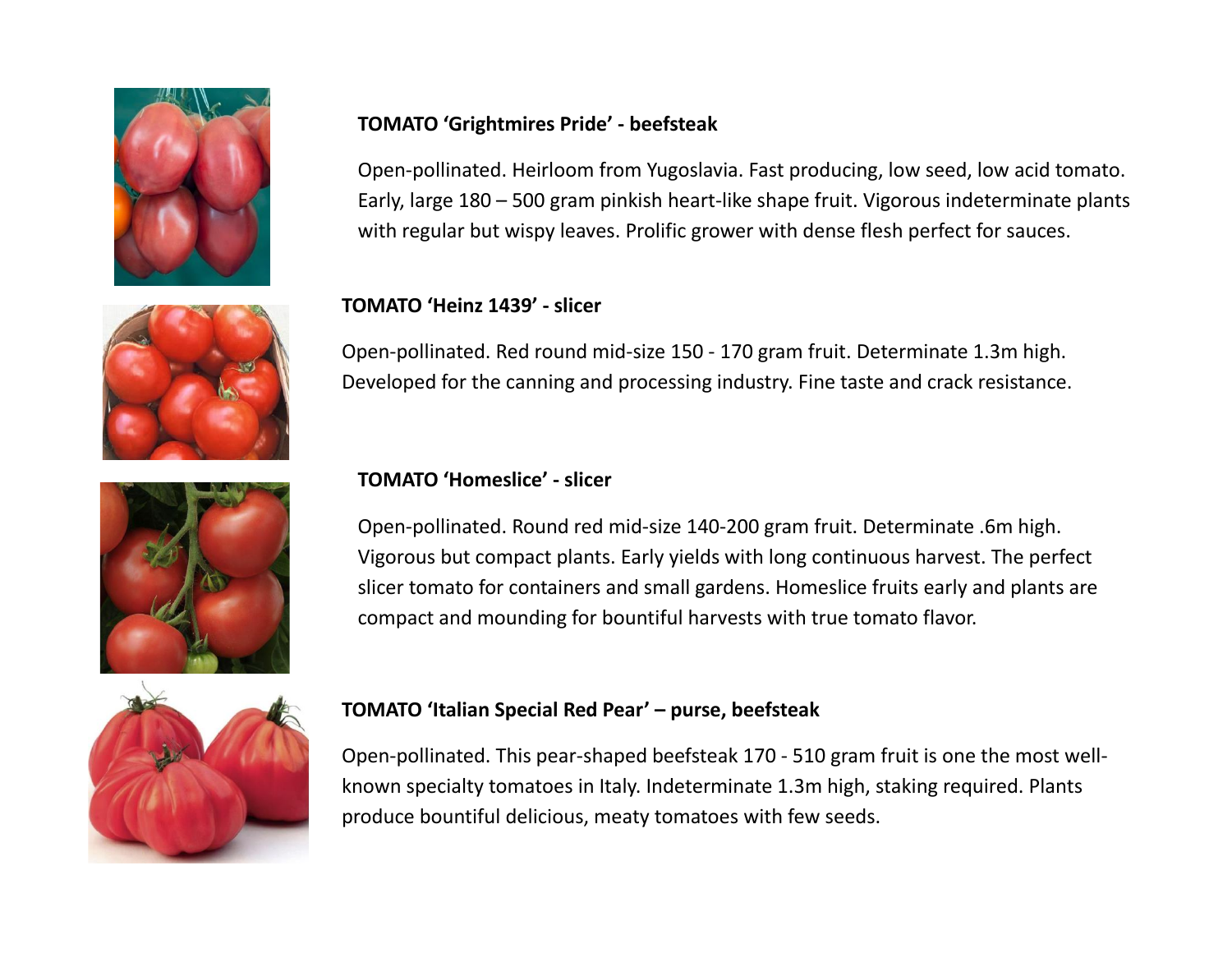**TOMATO 'Grightmires Pride' - beefsteak**

Open-pollinated. Heirloom from Yugoslavia. Fast producing, low seed, low acid tomato. Early, large 180 – 500 gram pinkish heart-like shape fruit. Vigorous indeterminate plants with regular but wispy leaves. Prolific grower with dense flesh perfect for sauces.

**TOMATO 'Heinz 1439' - slicer**

Open-pollinated. Red round mid-size 150 - 170 gram fruit. Determinate 1.3m high. Developed for the canning and processing industry. Fine taste and crack resistance.

**TOMATO 'Homeslice' - slicer**

Open-pollinated. Round red mid-size 140-200 gram fruit. Determinate .6m high. Vigorous but compact plants. Early yields with long continuous harvest. The perfect slicer tomato for containers and small gardens. Homeslice fruits early and plants are compact and mounding for bountiful harvests with true tomato flavor.

**TOMATO 'Italian Special Red Pear' – purse, beefsteak**

Open-pollinated. This pear-shaped beefsteak 170 - 510 gram fruit is one the most well-known specialty tomatoes in Italy. Indeterminate 1.3m high, staking required. Plants produce bountiful delicious, meaty tomatoes with few seeds.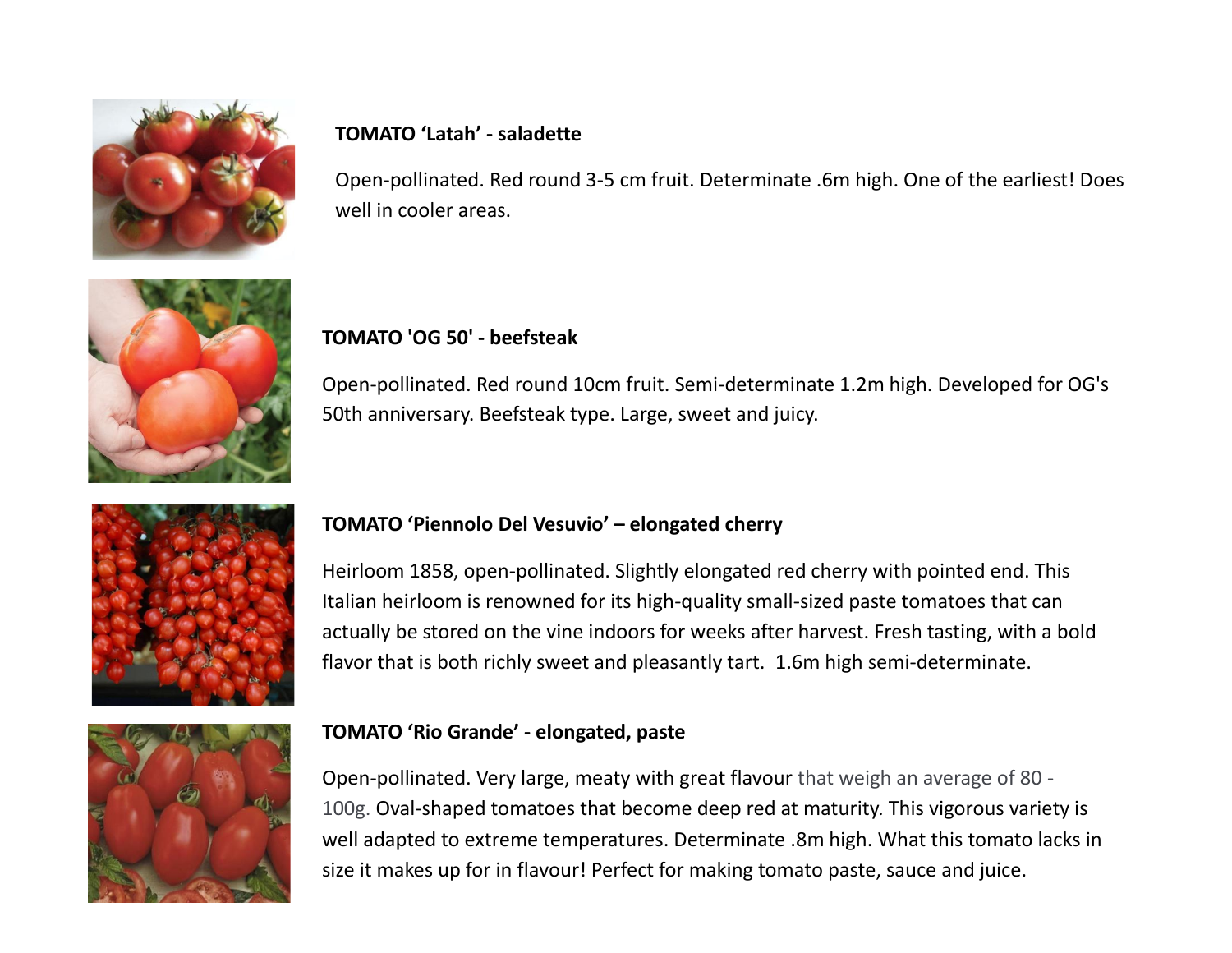**TOMATO ‘Latah’ - saladette**

Open-pollinated. Red round 3-5 cm fruit. Determinate .6m high. One of the earliest! Does well in cooler areas.

**TOMATO 'OG 50' - beefsteak**

Open-pollinated. Red round 10cm fruit. Semi-determinate 1.2m high. Developed for OG's 50th anniversary. Beefsteak type. Large, sweet and juicy.

**TOMATO ‘Piennolo Del Vesuvio’ – elongated cherry**

Heirloom 1858, open-pollinated. Slightly elongated red cherry with pointed end. This Italian heirloom is renowned for its high-quality small-sized paste tomatoes that can actually be stored on the vine indoors for weeks after harvest. Fresh tasting, with a bold flavor that is both richly sweet and pleasantly tart. 1.6m high semi-determinate.

**TOMATO ‘Rio Grande’ - elongated, paste**

Open-pollinated. Very large, meaty with great flavour that weigh an average of 80 - 100g. Oval-shaped tomatoes that become deep red at maturity. This vigorous variety is well adapted to extreme temperatures. Determinate .8m high. What this tomato lacks in size it makes up for in flavour! Perfect for making tomato paste, sauce and juice.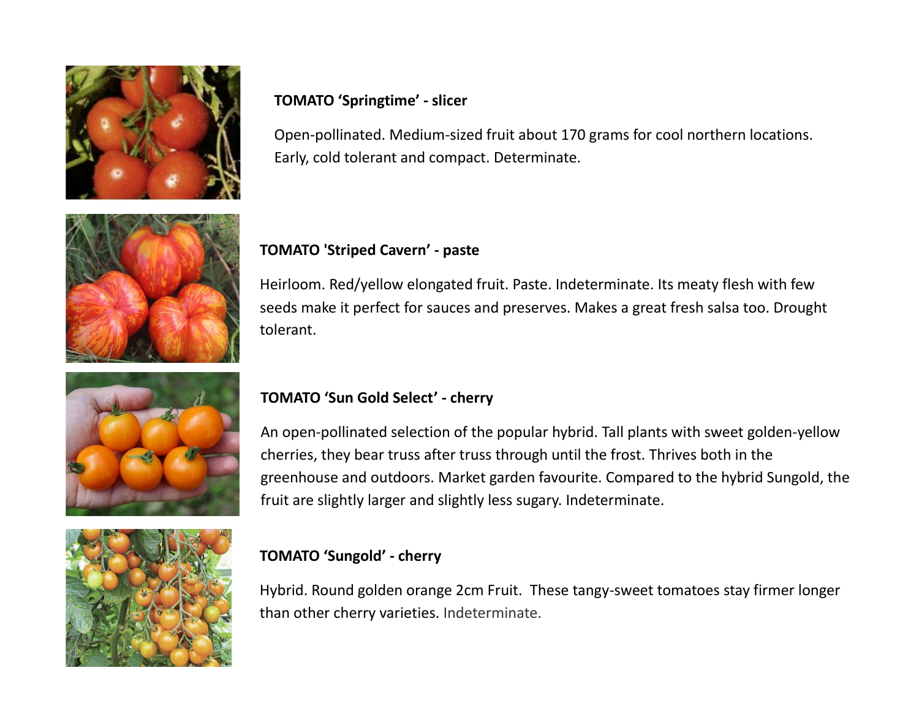**TOMATO 'Springtime' - slicer**

Open-pollinated. Medium-sized fruit about 170 grams for cool northern locations. Early, cold tolerant and compact. Determinate.

**TOMATO 'Striped Cavern' - paste**

Heirloom. Red/yellow elongated fruit. Paste. Indeterminate. Its meaty flesh with few seeds make it perfect for sauces and preserves. Makes a great fresh salsa too. Drought tolerant.

**TOMATO 'Sun Gold Select' - cherry**

An open-pollinated selection of the popular hybrid. Tall plants with sweet golden-yellow cherries, they bear truss after truss through until the frost. Thrives both in the greenhouse and outdoors. Market garden favourite. Compared to the hybrid Sungold, the fruit are slightly larger and slightly less sugary. Indeterminate.

**TOMATO 'Sungold' - cherry**

Hybrid. Round golden orange 2cm Fruit. These tangy-sweet tomatoes stay firmer longer than other cherry varieties. Indeterminate.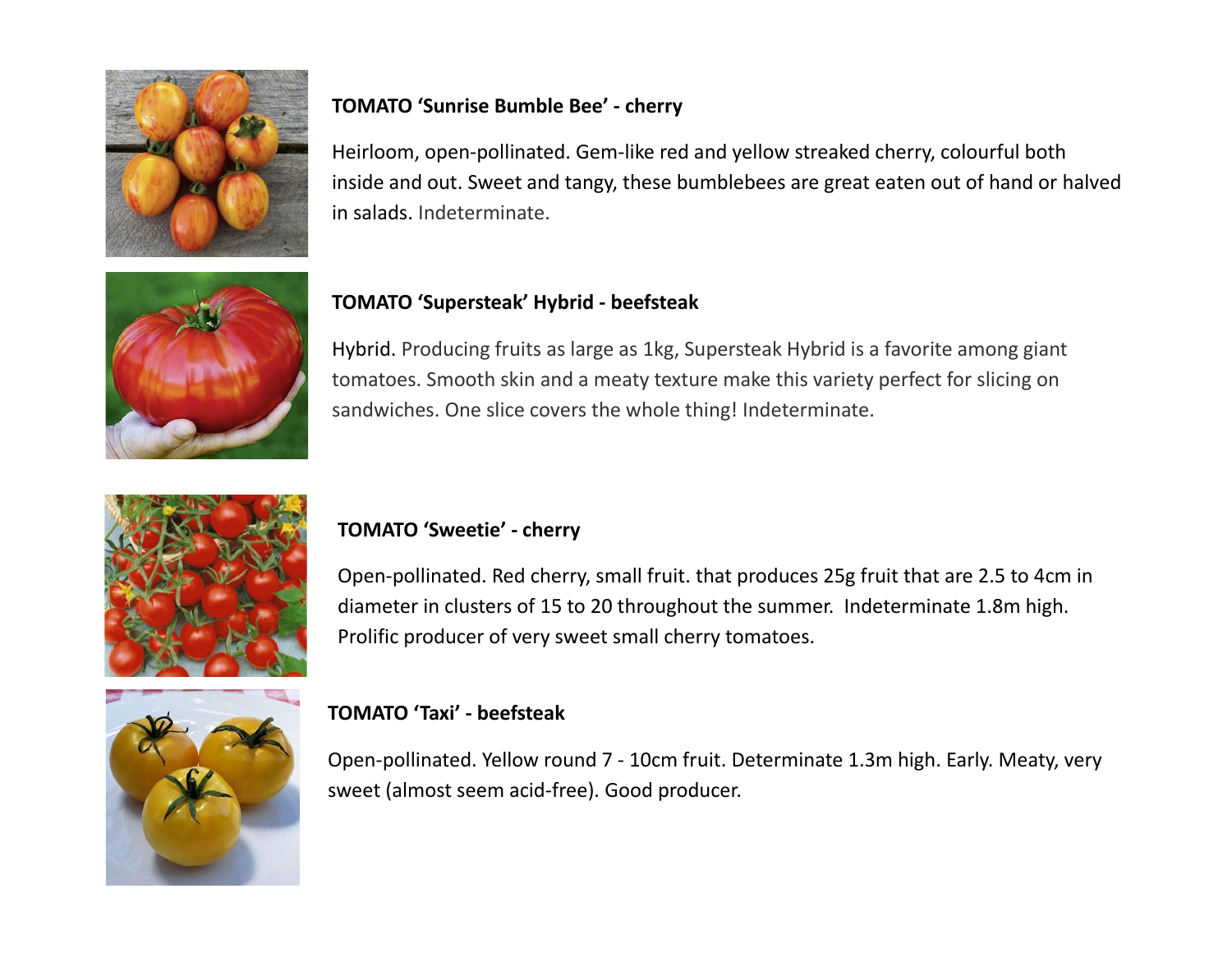**TOMATO 'Sunrise Bumble Bee' - cherry**

Heirloom, open-pollinated. Gem-like red and yellow streaked cherry, colourful both inside and out. Sweet and tangy, these bumblebees are great eaten out of hand or halved in salads. Indeterminate.

**TOMATO 'Supersteak' Hybrid - beefsteak**

Hybrid. Producing fruits as large as 1kg, Supersteak Hybrid is a favorite among giant tomatoes. Smooth skin and a meaty texture make this variety perfect for slicing on sandwiches. One slice covers the whole thing! Indeterminate.

**TOMATO 'Sweetie' - cherry**

Open-pollinated. Red cherry, small fruit. that produces 25g fruit that are 2.5 to 4cm in diameter in clusters of 15 to 20 throughout the summer. Indeterminate 1.8m high. Prolific producer of very sweet small cherry tomatoes.

**TOMATO 'Taxi' - beefsteak**

Open-pollinated. Yellow round 7 - 10cm fruit. Determinate 1.3m high. Early. Meaty, very sweet (almost seem acid-free). Good producer.